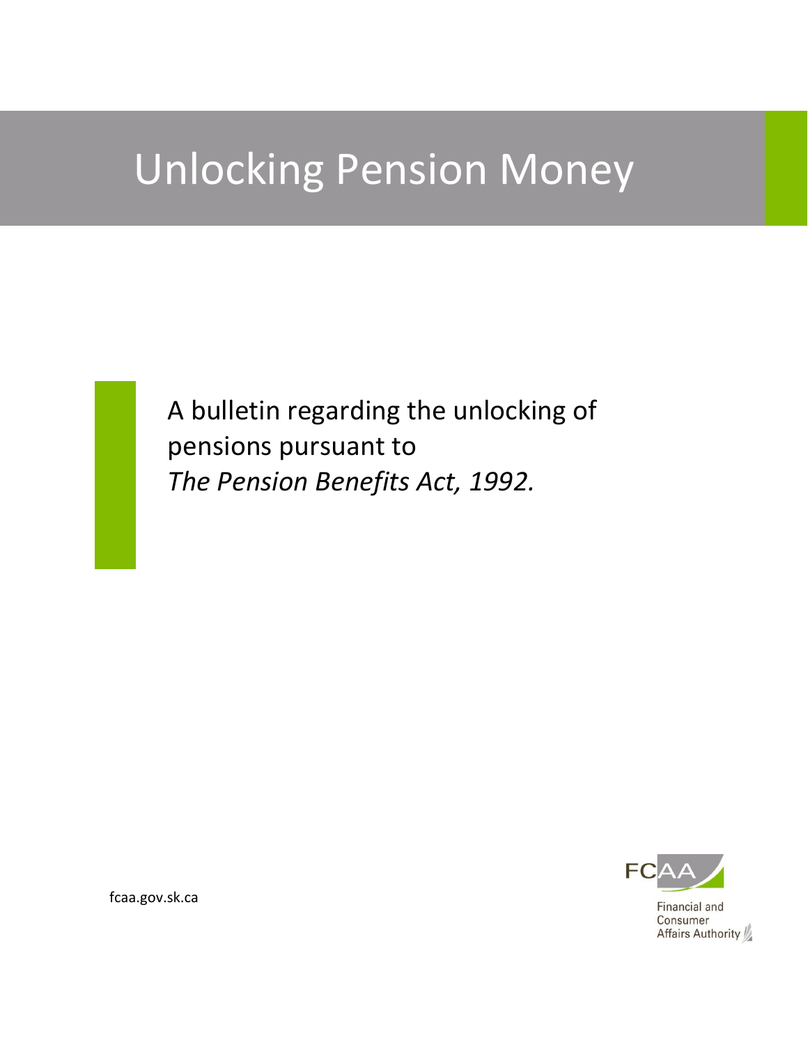# Unlocking Pension Money

A bulletin regarding the unlocking of pensions pursuant to *The Pension Benefits Act, 1992.*

fcaa.gov.sk.ca

FCAA
Financial and Consumer Affairs Authority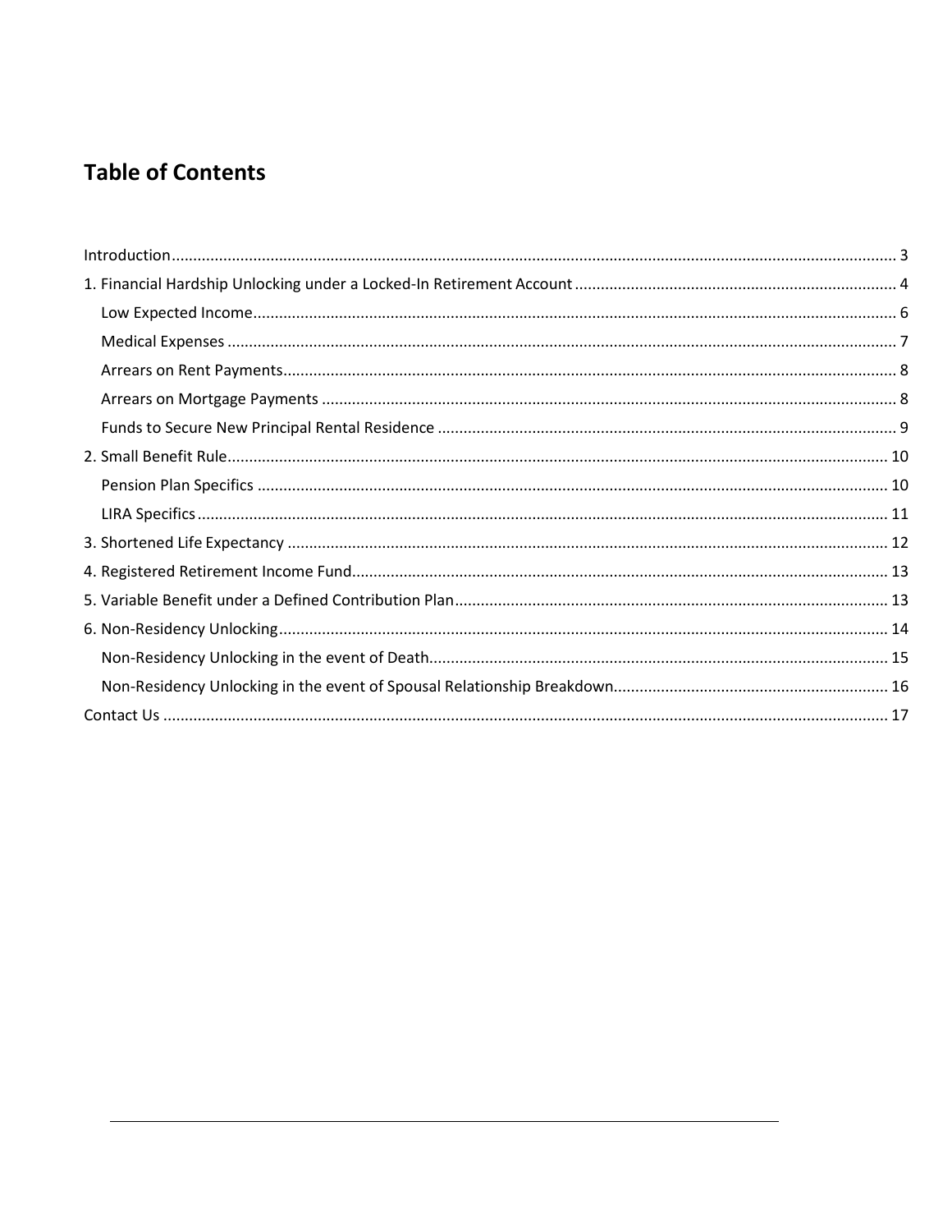## Table of Contents

Introduction ..... 3

1. Financial Hardship Unlocking under a Locked-In Retirement Account ..... 4
   - Low Expected Income ..... 6
   - Medical Expenses ..... 7
   - Arrears on Rent Payments ..... 8
   - Arrears on Mortgage Payments ..... 8
   - Funds to Secure New Principal Rental Residence ..... 9
2. Small Benefit Rule ..... 10
   - Pension Plan Specifics ..... 10
   - LIRA Specifics ..... 11
3. Shortened Life Expectancy ..... 12
4. Registered Retirement Income Fund ..... 13
5. Variable Benefit under a Defined Contribution Plan ..... 13
6. Non-Residency Unlocking ..... 14
   - Non-Residency Unlocking in the event of Death ..... 15
   - Non-Residency Unlocking in the event of Spousal Relationship Breakdown ..... 16

Contact Us ..... 17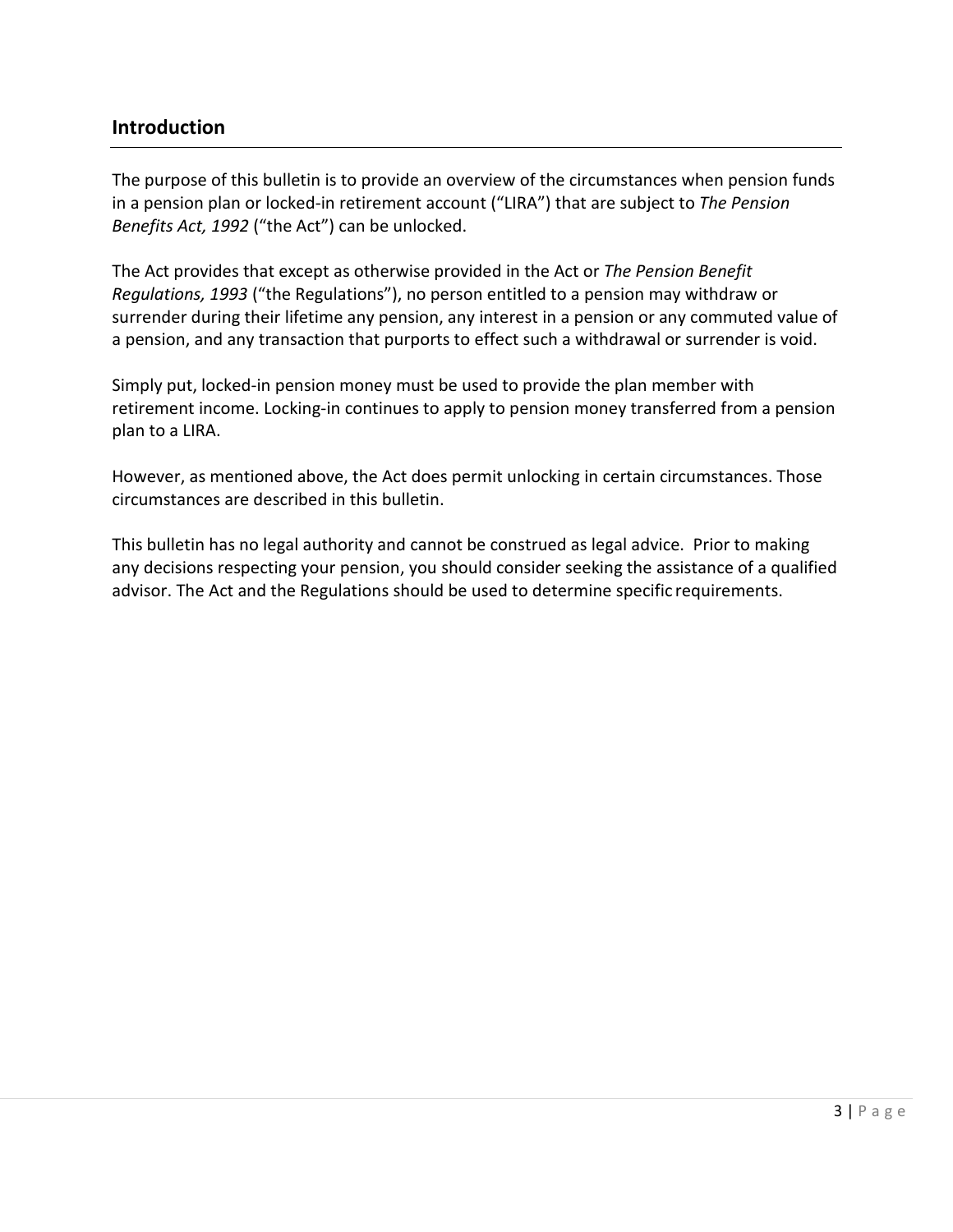## Introduction

The purpose of this bulletin is to provide an overview of the circumstances when pension funds in a pension plan or locked-in retirement account ("LIRA") that are subject to *The Pension Benefits Act, 1992* ("the Act") can be unlocked.

The Act provides that except as otherwise provided in the Act or *The Pension Benefit Regulations, 1993* ("the Regulations"), no person entitled to a pension may withdraw or surrender during their lifetime any pension, any interest in a pension or any commuted value of a pension, and any transaction that purports to effect such a withdrawal or surrender is void.

Simply put, locked-in pension money must be used to provide the plan member with retirement income. Locking-in continues to apply to pension money transferred from a pension plan to a LIRA.

However, as mentioned above, the Act does permit unlocking in certain circumstances. Those circumstances are described in this bulletin.

This bulletin has no legal authority and cannot be construed as legal advice. Prior to making any decisions respecting your pension, you should consider seeking the assistance of a qualified advisor. The Act and the Regulations should be used to determine specific requirements.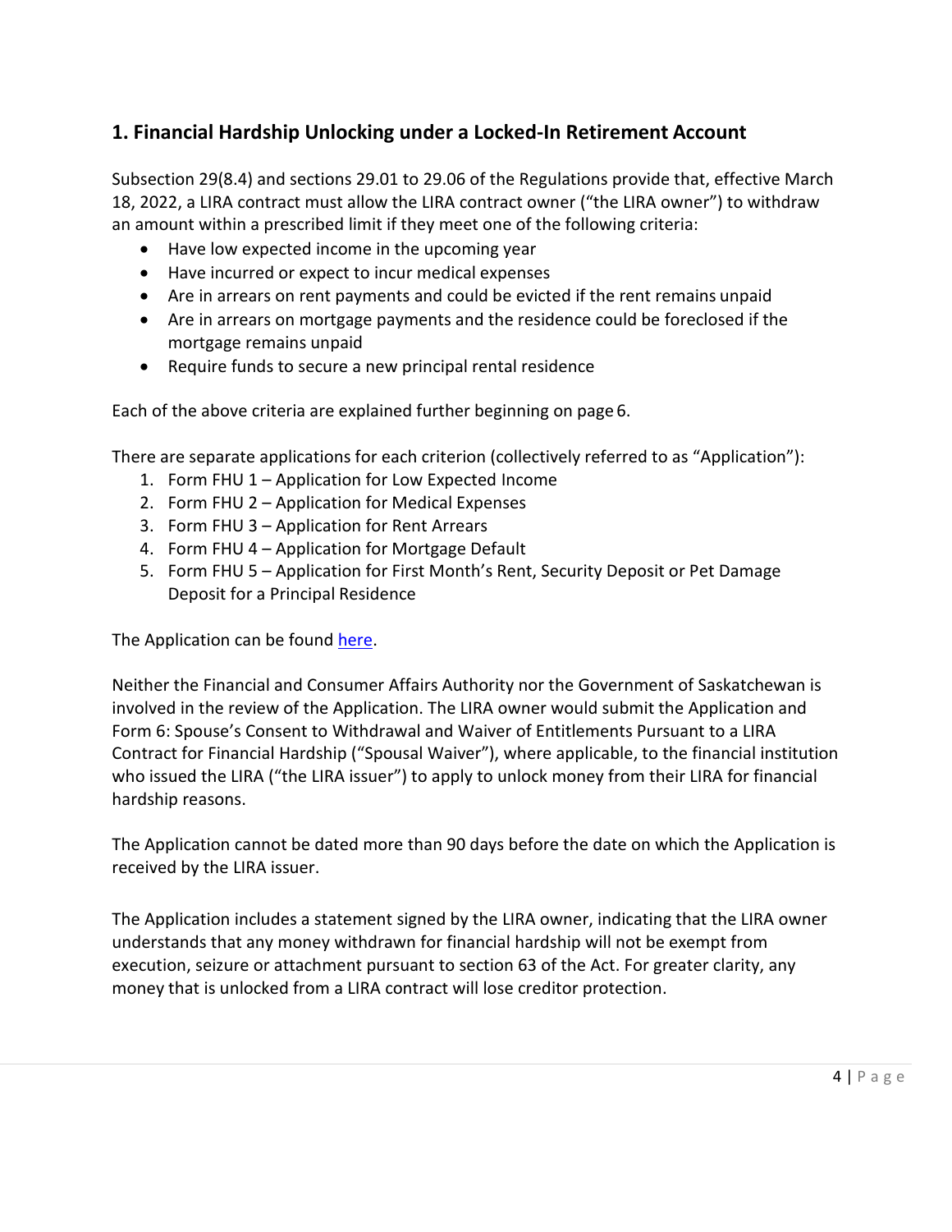## 1. Financial Hardship Unlocking under a Locked-In Retirement Account

Subsection 29(8.4) and sections 29.01 to 29.06 of the Regulations provide that, effective March 18, 2022, a LIRA contract must allow the LIRA contract owner ("the LIRA owner") to withdraw an amount within a prescribed limit if they meet one of the following criteria:

- Have low expected income in the upcoming year
- Have incurred or expect to incur medical expenses
- Are in arrears on rent payments and could be evicted if the rent remains unpaid
- Are in arrears on mortgage payments and the residence could be foreclosed if the mortgage remains unpaid
- Require funds to secure a new principal rental residence

Each of the above criteria are explained further beginning on page 6.

There are separate applications for each criterion (collectively referred to as "Application"):

1. Form FHU 1 – Application for Low Expected Income
2. Form FHU 2 – Application for Medical Expenses
3. Form FHU 3 – Application for Rent Arrears
4. Form FHU 4 – Application for Mortgage Default
5. Form FHU 5 – Application for First Month's Rent, Security Deposit or Pet Damage Deposit for a Principal Residence

The Application can be found here.

Neither the Financial and Consumer Affairs Authority nor the Government of Saskatchewan is involved in the review of the Application. The LIRA owner would submit the Application and Form 6: Spouse's Consent to Withdrawal and Waiver of Entitlements Pursuant to a LIRA Contract for Financial Hardship ("Spousal Waiver"), where applicable, to the financial institution who issued the LIRA ("the LIRA issuer") to apply to unlock money from their LIRA for financial hardship reasons.

The Application cannot be dated more than 90 days before the date on which the Application is received by the LIRA issuer.

The Application includes a statement signed by the LIRA owner, indicating that the LIRA owner understands that any money withdrawn for financial hardship will not be exempt from execution, seizure or attachment pursuant to section 63 of the Act. For greater clarity, any money that is unlocked from a LIRA contract will lose creditor protection.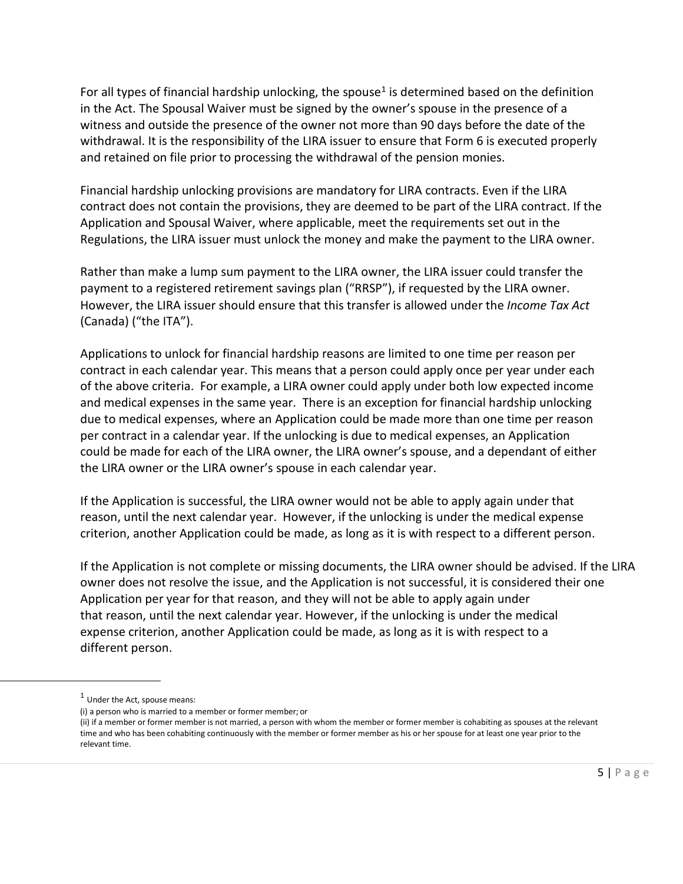For all types of financial hardship unlocking, the spouse[1] is determined based on the definition in the Act. The Spousal Waiver must be signed by the owner's spouse in the presence of a witness and outside the presence of the owner not more than 90 days before the date of the withdrawal. It is the responsibility of the LIRA issuer to ensure that Form 6 is executed properly and retained on file prior to processing the withdrawal of the pension monies.

Financial hardship unlocking provisions are mandatory for LIRA contracts. Even if the LIRA contract does not contain the provisions, they are deemed to be part of the LIRA contract. If the Application and Spousal Waiver, where applicable, meet the requirements set out in the Regulations, the LIRA issuer must unlock the money and make the payment to the LIRA owner.

Rather than make a lump sum payment to the LIRA owner, the LIRA issuer could transfer the payment to a registered retirement savings plan ("RRSP"), if requested by the LIRA owner. However, the LIRA issuer should ensure that this transfer is allowed under the *Income Tax Act* (Canada) ("the ITA").

Applications to unlock for financial hardship reasons are limited to one time per reason per contract in each calendar year. This means that a person could apply once per year under each of the above criteria. For example, a LIRA owner could apply under both low expected income and medical expenses in the same year. There is an exception for financial hardship unlocking due to medical expenses, where an Application could be made more than one time per reason per contract in a calendar year. If the unlocking is due to medical expenses, an Application could be made for each of the LIRA owner, the LIRA owner's spouse, and a dependant of either the LIRA owner or the LIRA owner's spouse in each calendar year.

If the Application is successful, the LIRA owner would not be able to apply again under that reason, until the next calendar year. However, if the unlocking is under the medical expense criterion, another Application could be made, as long as it is with respect to a different person.

If the Application is not complete or missing documents, the LIRA owner should be advised. If the LIRA owner does not resolve the issue, and the Application is not successful, it is considered their one Application per year for that reason, and they will not be able to apply again under that reason, until the next calendar year. However, if the unlocking is under the medical expense criterion, another Application could be made, as long as it is with respect to a different person.

---

[1] Under the Act, spouse means:
(i) a person who is married to a member or former member; or
(ii) if a member or former member is not married, a person with whom the member or former member is cohabiting as spouses at the relevant time and who has been cohabiting continuously with the member or former member as his or her spouse for at least one year prior to the relevant time.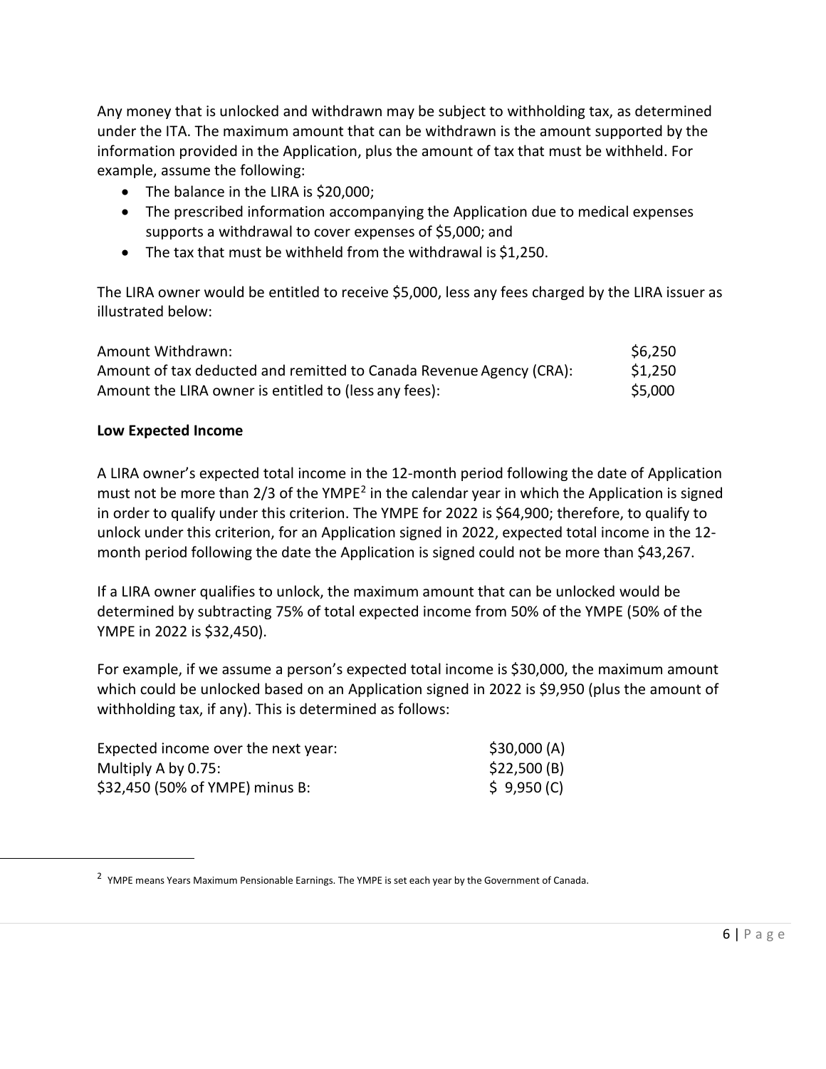Any money that is unlocked and withdrawn may be subject to withholding tax, as determined under the ITA. The maximum amount that can be withdrawn is the amount supported by the information provided in the Application, plus the amount of tax that must be withheld. For example, assume the following:

- The balance in the LIRA is $20,000;
- The prescribed information accompanying the Application due to medical expenses supports a withdrawal to cover expenses of $5,000; and
- The tax that must be withheld from the withdrawal is $1,250.

The LIRA owner would be entitled to receive $5,000, less any fees charged by the LIRA issuer as illustrated below:

| | |
|---|---|
| Amount Withdrawn: | $6,250 |
| Amount of tax deducted and remitted to Canada Revenue Agency (CRA): | $1,250 |
| Amount the LIRA owner is entitled to (less any fees): | $5,000 |

**Low Expected Income**

A LIRA owner's expected total income in the 12-month period following the date of Application must not be more than 2/3 of the YMPE[2] in the calendar year in which the Application is signed in order to qualify under this criterion. The YMPE for 2022 is $64,900; therefore, to qualify to unlock under this criterion, for an Application signed in 2022, expected total income in the 12-month period following the date the Application is signed could not be more than $43,267.

If a LIRA owner qualifies to unlock, the maximum amount that can be unlocked would be determined by subtracting 75% of total expected income from 50% of the YMPE (50% of the YMPE in 2022 is $32,450).

For example, if we assume a person's expected total income is $30,000, the maximum amount which could be unlocked based on an Application signed in 2022 is $9,950 (plus the amount of withholding tax, if any). This is determined as follows:

| | |
|---|---|
| Expected income over the next year: | $30,000 (A) |
| Multiply A by 0.75: | $22,500 (B) |
| $32,450 (50% of YMPE) minus B: | $ 9,950 (C) |

[2] YMPE means Years Maximum Pensionable Earnings. The YMPE is set each year by the Government of Canada.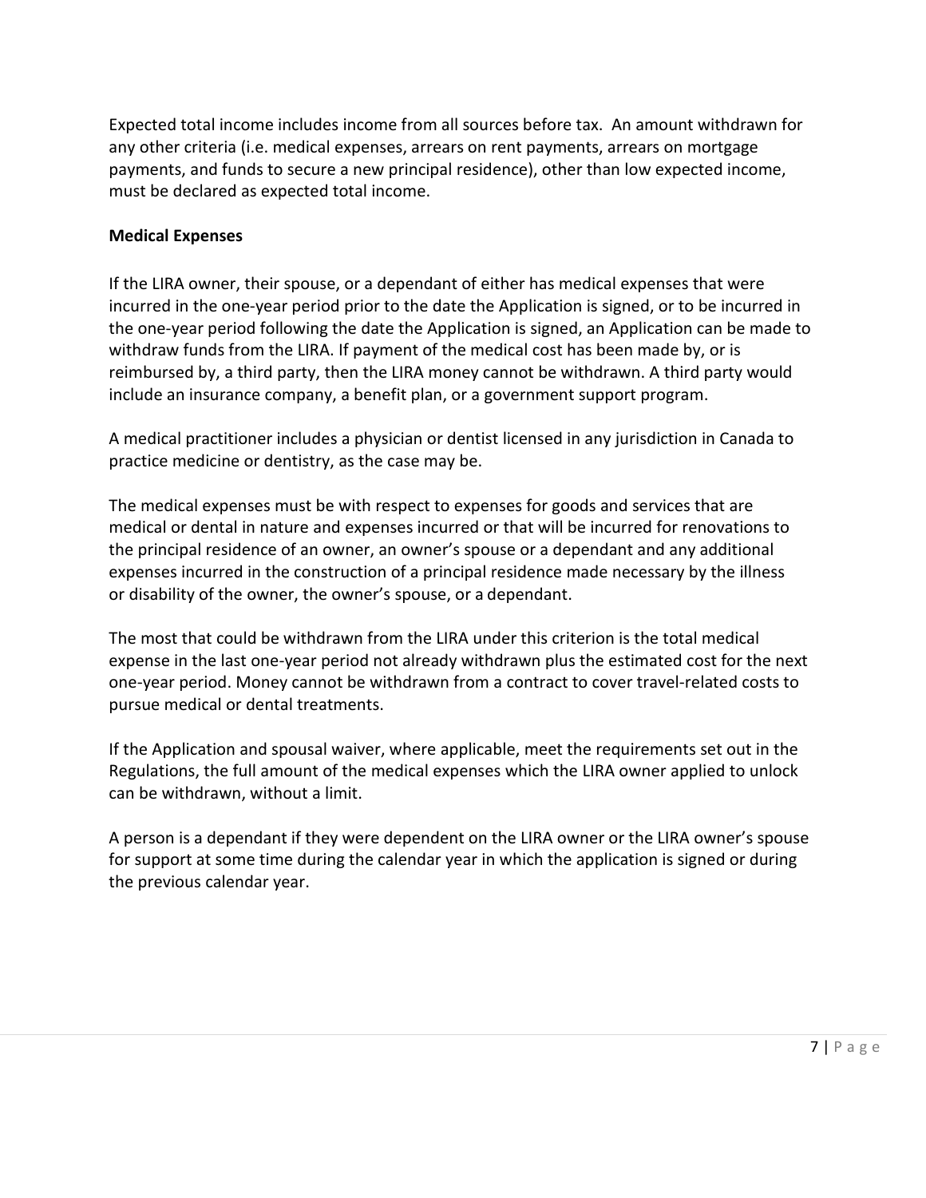Expected total income includes income from all sources before tax. An amount withdrawn for any other criteria (i.e. medical expenses, arrears on rent payments, arrears on mortgage payments, and funds to secure a new principal residence), other than low expected income, must be declared as expected total income.

**Medical Expenses**

If the LIRA owner, their spouse, or a dependant of either has medical expenses that were incurred in the one-year period prior to the date the Application is signed, or to be incurred in the one-year period following the date the Application is signed, an Application can be made to withdraw funds from the LIRA. If payment of the medical cost has been made by, or is reimbursed by, a third party, then the LIRA money cannot be withdrawn. A third party would include an insurance company, a benefit plan, or a government support program.

A medical practitioner includes a physician or dentist licensed in any jurisdiction in Canada to practice medicine or dentistry, as the case may be.

The medical expenses must be with respect to expenses for goods and services that are medical or dental in nature and expenses incurred or that will be incurred for renovations to the principal residence of an owner, an owner's spouse or a dependant and any additional expenses incurred in the construction of a principal residence made necessary by the illness or disability of the owner, the owner's spouse, or a dependant.

The most that could be withdrawn from the LIRA under this criterion is the total medical expense in the last one-year period not already withdrawn plus the estimated cost for the next one-year period. Money cannot be withdrawn from a contract to cover travel-related costs to pursue medical or dental treatments.

If the Application and spousal waiver, where applicable, meet the requirements set out in the Regulations, the full amount of the medical expenses which the LIRA owner applied to unlock can be withdrawn, without a limit.

A person is a dependant if they were dependent on the LIRA owner or the LIRA owner's spouse for support at some time during the calendar year in which the application is signed or during the previous calendar year.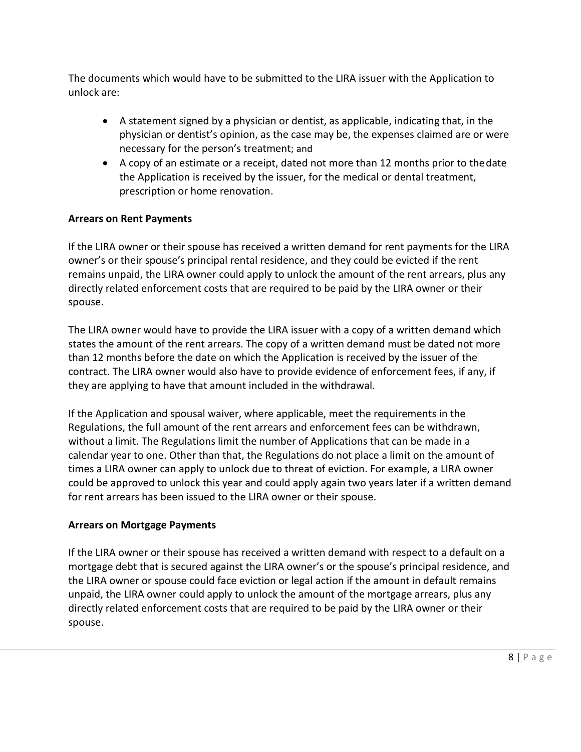The documents which would have to be submitted to the LIRA issuer with the Application to unlock are:

- A statement signed by a physician or dentist, as applicable, indicating that, in the physician or dentist's opinion, as the case may be, the expenses claimed are or were necessary for the person's treatment; and
- A copy of an estimate or a receipt, dated not more than 12 months prior to the date the Application is received by the issuer, for the medical or dental treatment, prescription or home renovation.

**Arrears on Rent Payments**

If the LIRA owner or their spouse has received a written demand for rent payments for the LIRA owner's or their spouse's principal rental residence, and they could be evicted if the rent remains unpaid, the LIRA owner could apply to unlock the amount of the rent arrears, plus any directly related enforcement costs that are required to be paid by the LIRA owner or their spouse.

The LIRA owner would have to provide the LIRA issuer with a copy of a written demand which states the amount of the rent arrears. The copy of a written demand must be dated not more than 12 months before the date on which the Application is received by the issuer of the contract. The LIRA owner would also have to provide evidence of enforcement fees, if any, if they are applying to have that amount included in the withdrawal.

If the Application and spousal waiver, where applicable, meet the requirements in the Regulations, the full amount of the rent arrears and enforcement fees can be withdrawn, without a limit. The Regulations limit the number of Applications that can be made in a calendar year to one. Other than that, the Regulations do not place a limit on the amount of times a LIRA owner can apply to unlock due to threat of eviction. For example, a LIRA owner could be approved to unlock this year and could apply again two years later if a written demand for rent arrears has been issued to the LIRA owner or their spouse.

**Arrears on Mortgage Payments**

If the LIRA owner or their spouse has received a written demand with respect to a default on a mortgage debt that is secured against the LIRA owner's or the spouse's principal residence, and the LIRA owner or spouse could face eviction or legal action if the amount in default remains unpaid, the LIRA owner could apply to unlock the amount of the mortgage arrears, plus any directly related enforcement costs that are required to be paid by the LIRA owner or their spouse.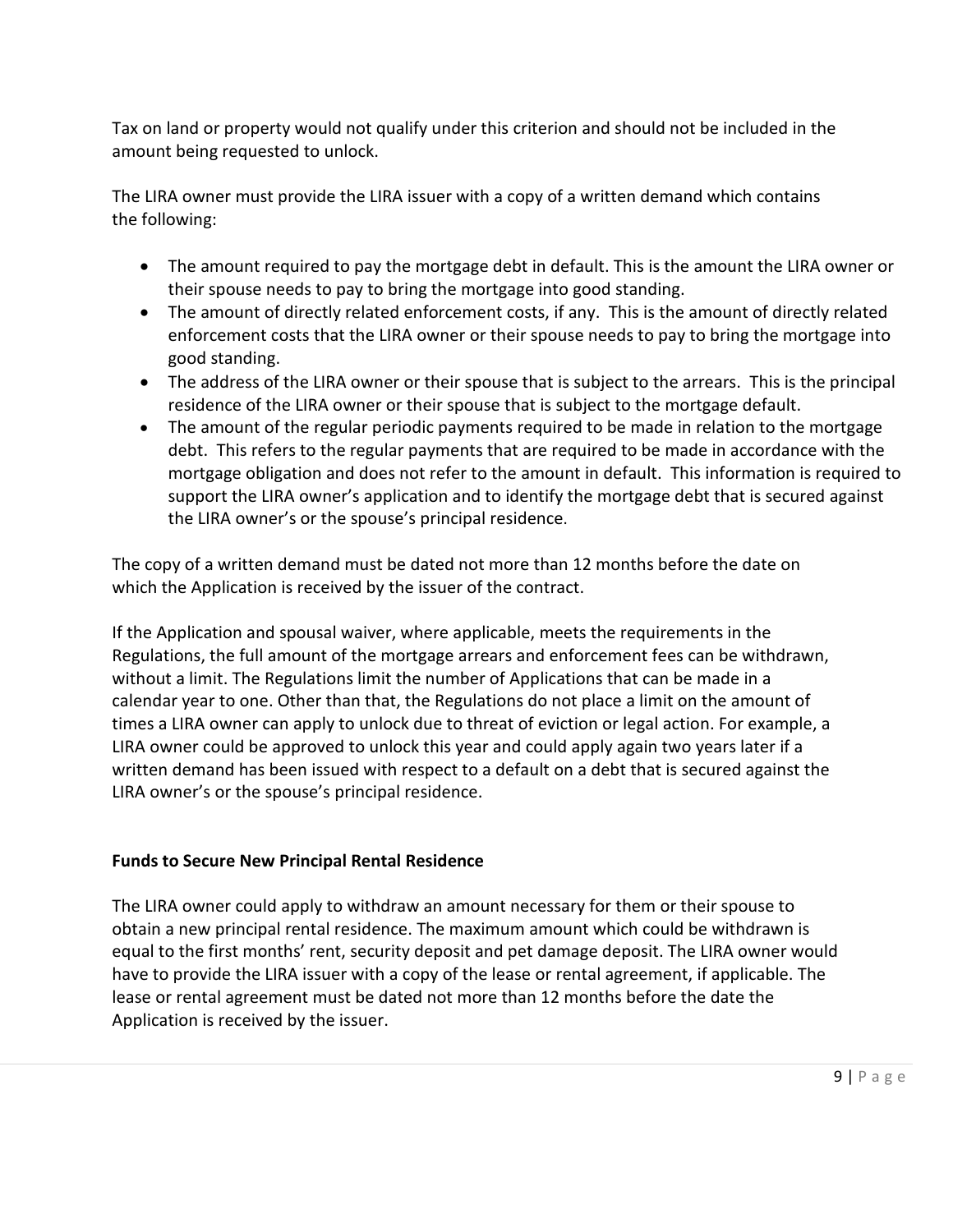Tax on land or property would not qualify under this criterion and should not be included in the amount being requested to unlock.

The LIRA owner must provide the LIRA issuer with a copy of a written demand which contains the following:

- The amount required to pay the mortgage debt in default. This is the amount the LIRA owner or their spouse needs to pay to bring the mortgage into good standing.
- The amount of directly related enforcement costs, if any. This is the amount of directly related enforcement costs that the LIRA owner or their spouse needs to pay to bring the mortgage into good standing.
- The address of the LIRA owner or their spouse that is subject to the arrears. This is the principal residence of the LIRA owner or their spouse that is subject to the mortgage default.
- The amount of the regular periodic payments required to be made in relation to the mortgage debt. This refers to the regular payments that are required to be made in accordance with the mortgage obligation and does not refer to the amount in default. This information is required to support the LIRA owner's application and to identify the mortgage debt that is secured against the LIRA owner's or the spouse's principal residence.

The copy of a written demand must be dated not more than 12 months before the date on which the Application is received by the issuer of the contract.

If the Application and spousal waiver, where applicable, meets the requirements in the Regulations, the full amount of the mortgage arrears and enforcement fees can be withdrawn, without a limit. The Regulations limit the number of Applications that can be made in a calendar year to one. Other than that, the Regulations do not place a limit on the amount of times a LIRA owner can apply to unlock due to threat of eviction or legal action. For example, a LIRA owner could be approved to unlock this year and could apply again two years later if a written demand has been issued with respect to a default on a debt that is secured against the LIRA owner's or the spouse's principal residence.

**Funds to Secure New Principal Rental Residence**

The LIRA owner could apply to withdraw an amount necessary for them or their spouse to obtain a new principal rental residence. The maximum amount which could be withdrawn is equal to the first months' rent, security deposit and pet damage deposit. The LIRA owner would have to provide the LIRA issuer with a copy of the lease or rental agreement, if applicable. The lease or rental agreement must be dated not more than 12 months before the date the Application is received by the issuer.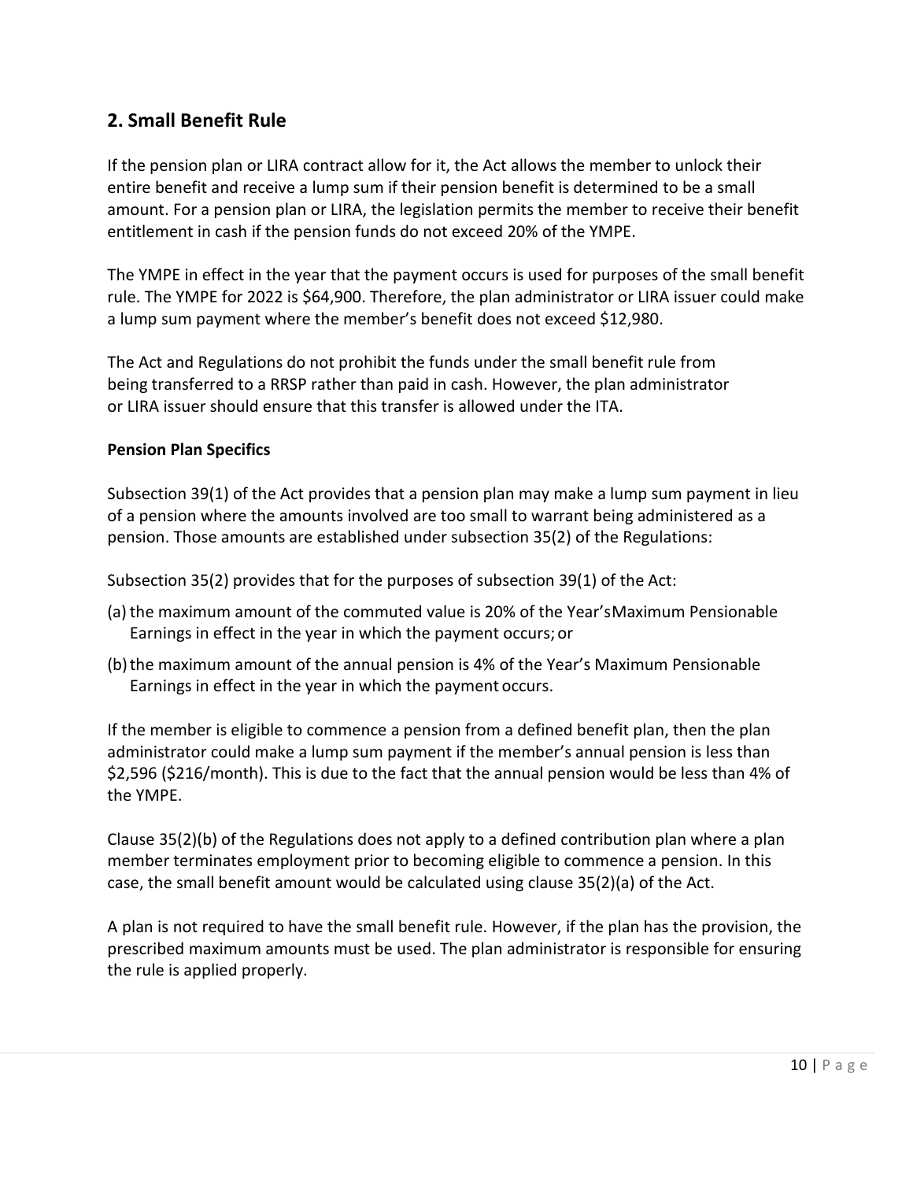## 2. Small Benefit Rule

If the pension plan or LIRA contract allow for it, the Act allows the member to unlock their entire benefit and receive a lump sum if their pension benefit is determined to be a small amount. For a pension plan or LIRA, the legislation permits the member to receive their benefit entitlement in cash if the pension funds do not exceed 20% of the YMPE.

The YMPE in effect in the year that the payment occurs is used for purposes of the small benefit rule. The YMPE for 2022 is $64,900. Therefore, the plan administrator or LIRA issuer could make a lump sum payment where the member's benefit does not exceed $12,980.

The Act and Regulations do not prohibit the funds under the small benefit rule from being transferred to a RRSP rather than paid in cash. However, the plan administrator or LIRA issuer should ensure that this transfer is allowed under the ITA.

**Pension Plan Specifics**

Subsection 39(1) of the Act provides that a pension plan may make a lump sum payment in lieu of a pension where the amounts involved are too small to warrant being administered as a pension. Those amounts are established under subsection 35(2) of the Regulations:

Subsection 35(2) provides that for the purposes of subsection 39(1) of the Act:

(a) the maximum amount of the commuted value is 20% of the Year's Maximum Pensionable Earnings in effect in the year in which the payment occurs; or

(b) the maximum amount of the annual pension is 4% of the Year's Maximum Pensionable Earnings in effect in the year in which the payment occurs.

If the member is eligible to commence a pension from a defined benefit plan, then the plan administrator could make a lump sum payment if the member's annual pension is less than $2,596 ($216/month). This is due to the fact that the annual pension would be less than 4% of the YMPE.

Clause 35(2)(b) of the Regulations does not apply to a defined contribution plan where a plan member terminates employment prior to becoming eligible to commence a pension. In this case, the small benefit amount would be calculated using clause 35(2)(a) of the Act.

A plan is not required to have the small benefit rule. However, if the plan has the provision, the prescribed maximum amounts must be used. The plan administrator is responsible for ensuring the rule is applied properly.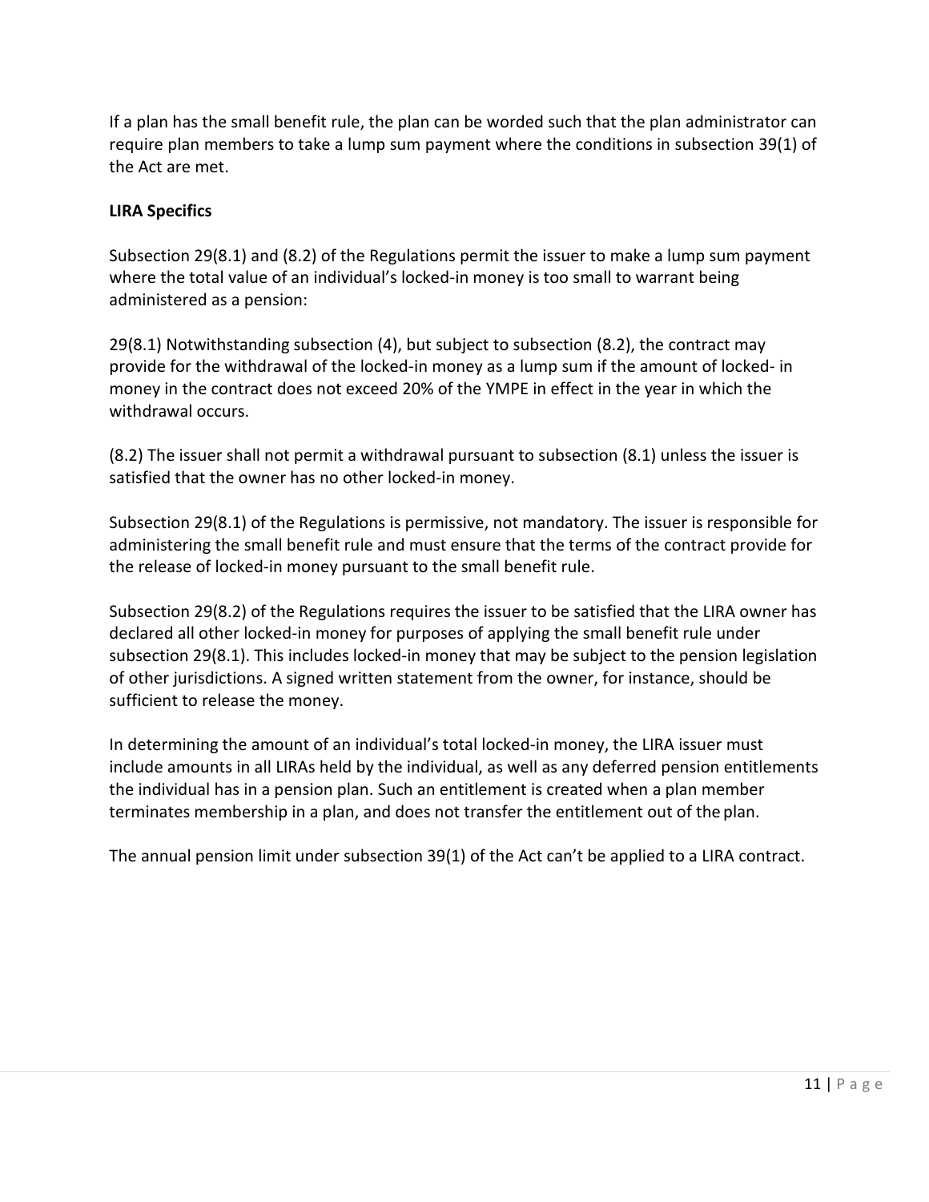If a plan has the small benefit rule, the plan can be worded such that the plan administrator can require plan members to take a lump sum payment where the conditions in subsection 39(1) of the Act are met.

**LIRA Specifics**

Subsection 29(8.1) and (8.2) of the Regulations permit the issuer to make a lump sum payment where the total value of an individual's locked-in money is too small to warrant being administered as a pension:

29(8.1) Notwithstanding subsection (4), but subject to subsection (8.2), the contract may provide for the withdrawal of the locked-in money as a lump sum if the amount of locked- in money in the contract does not exceed 20% of the YMPE in effect in the year in which the withdrawal occurs.

(8.2) The issuer shall not permit a withdrawal pursuant to subsection (8.1) unless the issuer is satisfied that the owner has no other locked-in money.

Subsection 29(8.1) of the Regulations is permissive, not mandatory. The issuer is responsible for administering the small benefit rule and must ensure that the terms of the contract provide for the release of locked-in money pursuant to the small benefit rule.

Subsection 29(8.2) of the Regulations requires the issuer to be satisfied that the LIRA owner has declared all other locked-in money for purposes of applying the small benefit rule under subsection 29(8.1). This includes locked-in money that may be subject to the pension legislation of other jurisdictions. A signed written statement from the owner, for instance, should be sufficient to release the money.

In determining the amount of an individual's total locked-in money, the LIRA issuer must include amounts in all LIRAs held by the individual, as well as any deferred pension entitlements the individual has in a pension plan. Such an entitlement is created when a plan member terminates membership in a plan, and does not transfer the entitlement out of the plan.

The annual pension limit under subsection 39(1) of the Act can't be applied to a LIRA contract.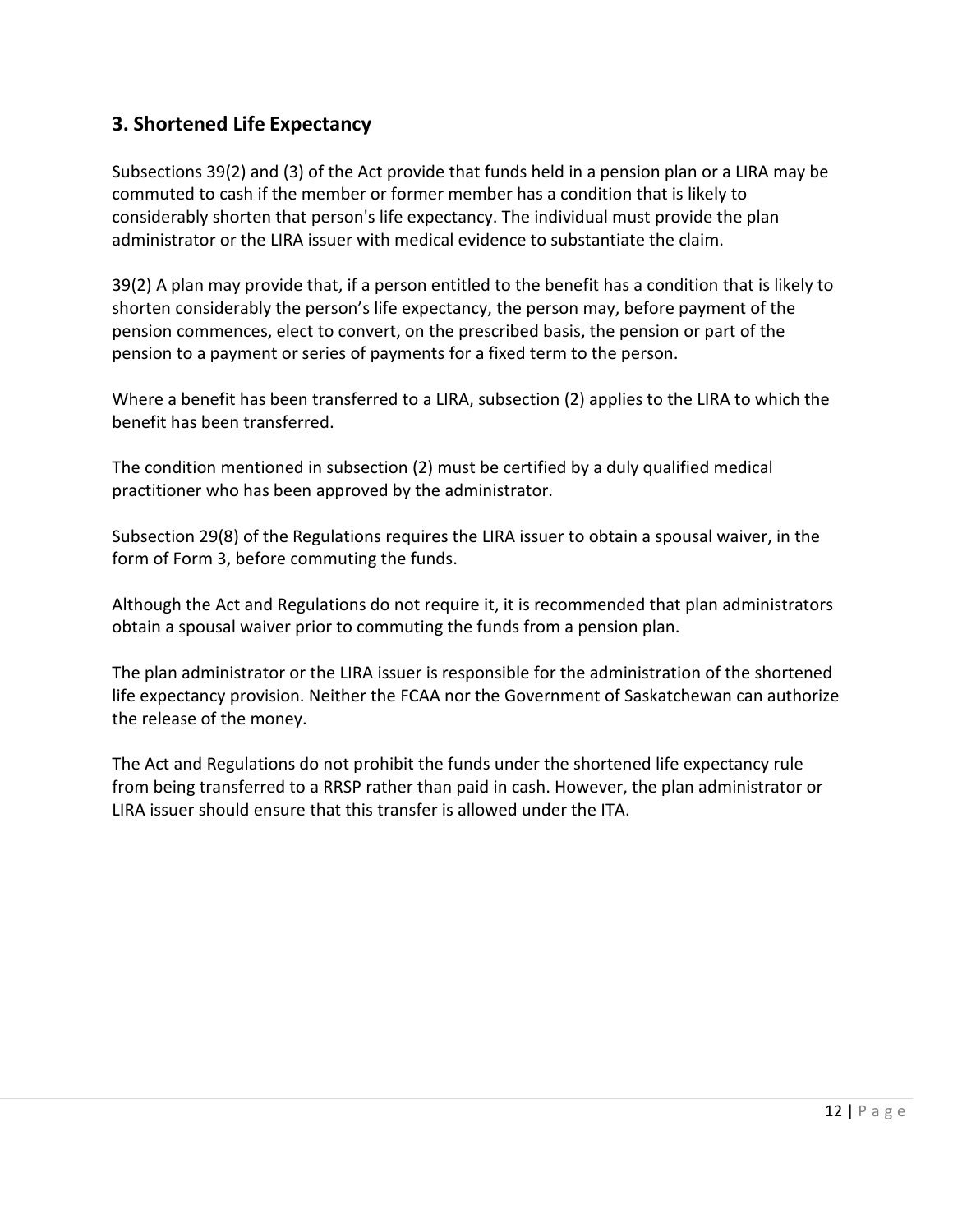## 3. Shortened Life Expectancy

Subsections 39(2) and (3) of the Act provide that funds held in a pension plan or a LIRA may be commuted to cash if the member or former member has a condition that is likely to considerably shorten that person's life expectancy. The individual must provide the plan administrator or the LIRA issuer with medical evidence to substantiate the claim.

39(2) A plan may provide that, if a person entitled to the benefit has a condition that is likely to shorten considerably the person's life expectancy, the person may, before payment of the pension commences, elect to convert, on the prescribed basis, the pension or part of the pension to a payment or series of payments for a fixed term to the person.

Where a benefit has been transferred to a LIRA, subsection (2) applies to the LIRA to which the benefit has been transferred.

The condition mentioned in subsection (2) must be certified by a duly qualified medical practitioner who has been approved by the administrator.

Subsection 29(8) of the Regulations requires the LIRA issuer to obtain a spousal waiver, in the form of Form 3, before commuting the funds.

Although the Act and Regulations do not require it, it is recommended that plan administrators obtain a spousal waiver prior to commuting the funds from a pension plan.

The plan administrator or the LIRA issuer is responsible for the administration of the shortened life expectancy provision. Neither the FCAA nor the Government of Saskatchewan can authorize the release of the money.

The Act and Regulations do not prohibit the funds under the shortened life expectancy rule from being transferred to a RRSP rather than paid in cash. However, the plan administrator or LIRA issuer should ensure that this transfer is allowed under the ITA.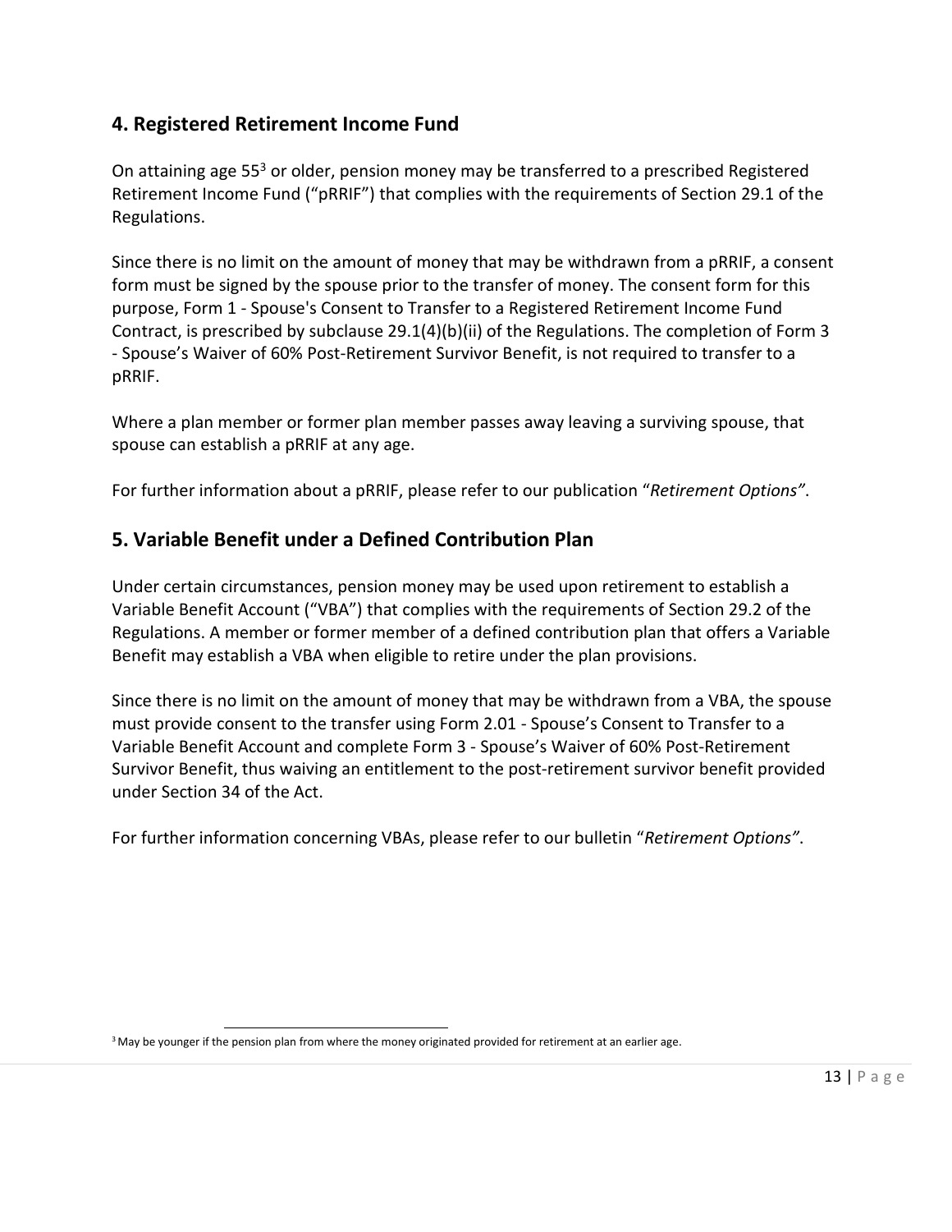## 4. Registered Retirement Income Fund

On attaining age 55[3] or older, pension money may be transferred to a prescribed Registered Retirement Income Fund ("pRRIF") that complies with the requirements of Section 29.1 of the Regulations.

Since there is no limit on the amount of money that may be withdrawn from a pRRIF, a consent form must be signed by the spouse prior to the transfer of money. The consent form for this purpose, Form 1 - Spouse's Consent to Transfer to a Registered Retirement Income Fund Contract, is prescribed by subclause 29.1(4)(b)(ii) of the Regulations. The completion of Form 3 - Spouse's Waiver of 60% Post-Retirement Survivor Benefit, is not required to transfer to a pRRIF.

Where a plan member or former plan member passes away leaving a surviving spouse, that spouse can establish a pRRIF at any age.

For further information about a pRRIF, please refer to our publication "*Retirement Options"*.

## 5. Variable Benefit under a Defined Contribution Plan

Under certain circumstances, pension money may be used upon retirement to establish a Variable Benefit Account ("VBA") that complies with the requirements of Section 29.2 of the Regulations. A member or former member of a defined contribution plan that offers a Variable Benefit may establish a VBA when eligible to retire under the plan provisions.

Since there is no limit on the amount of money that may be withdrawn from a VBA, the spouse must provide consent to the transfer using Form 2.01 - Spouse's Consent to Transfer to a Variable Benefit Account and complete Form 3 - Spouse's Waiver of 60% Post-Retirement Survivor Benefit, thus waiving an entitlement to the post-retirement survivor benefit provided under Section 34 of the Act.

For further information concerning VBAs, please refer to our bulletin "*Retirement Options"*.

[3] May be younger if the pension plan from where the money originated provided for retirement at an earlier age.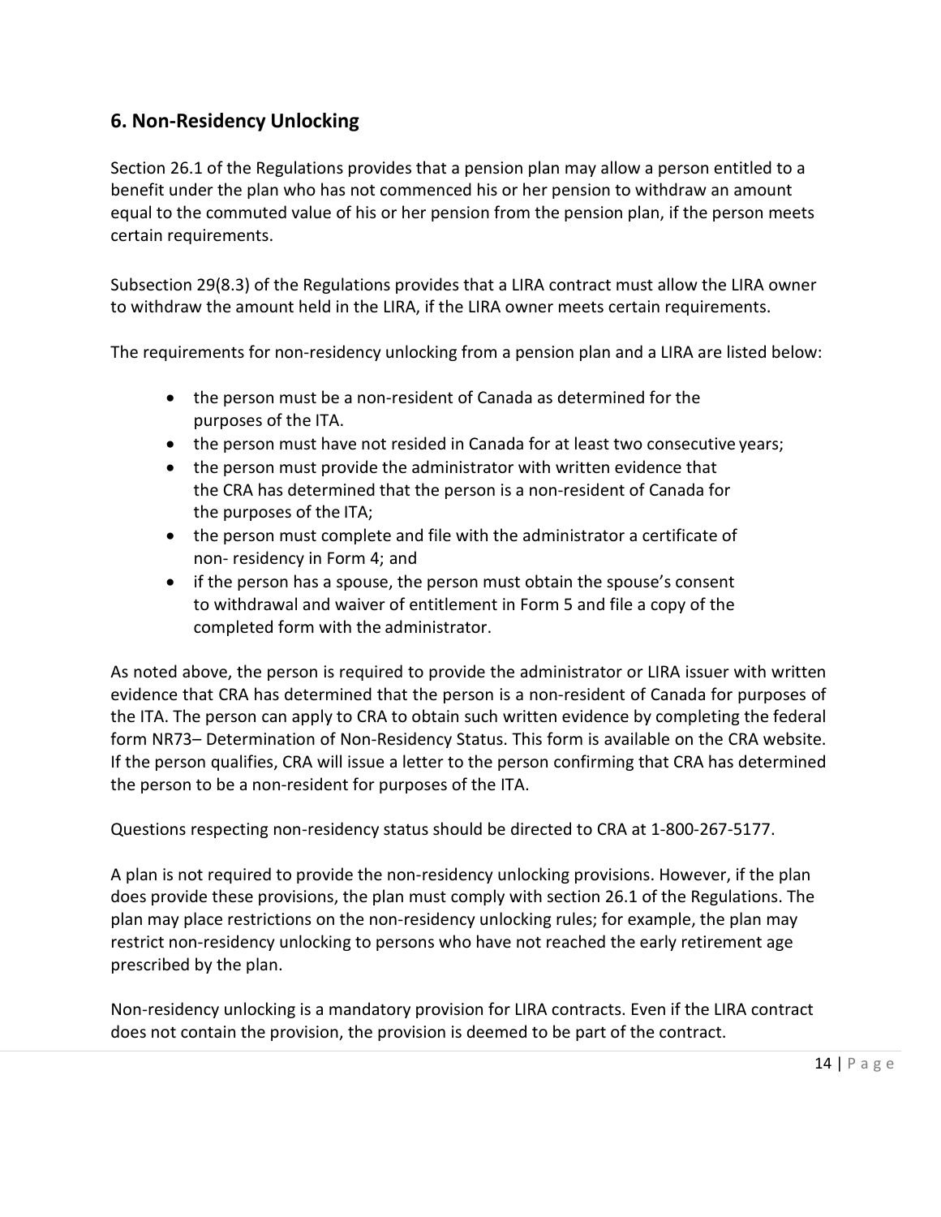## 6. Non-Residency Unlocking

Section 26.1 of the Regulations provides that a pension plan may allow a person entitled to a benefit under the plan who has not commenced his or her pension to withdraw an amount equal to the commuted value of his or her pension from the pension plan, if the person meets certain requirements.

Subsection 29(8.3) of the Regulations provides that a LIRA contract must allow the LIRA owner to withdraw the amount held in the LIRA, if the LIRA owner meets certain requirements.

The requirements for non-residency unlocking from a pension plan and a LIRA are listed below:

- the person must be a non-resident of Canada as determined for the purposes of the ITA.
- the person must have not resided in Canada for at least two consecutive years;
- the person must provide the administrator with written evidence that the CRA has determined that the person is a non-resident of Canada for the purposes of the ITA;
- the person must complete and file with the administrator a certificate of non- residency in Form 4; and
- if the person has a spouse, the person must obtain the spouse's consent to withdrawal and waiver of entitlement in Form 5 and file a copy of the completed form with the administrator.

As noted above, the person is required to provide the administrator or LIRA issuer with written evidence that CRA has determined that the person is a non-resident of Canada for purposes of the ITA. The person can apply to CRA to obtain such written evidence by completing the federal form NR73– Determination of Non-Residency Status. This form is available on the CRA website. If the person qualifies, CRA will issue a letter to the person confirming that CRA has determined the person to be a non-resident for purposes of the ITA.

Questions respecting non-residency status should be directed to CRA at 1-800-267-5177.

A plan is not required to provide the non-residency unlocking provisions. However, if the plan does provide these provisions, the plan must comply with section 26.1 of the Regulations. The plan may place restrictions on the non-residency unlocking rules; for example, the plan may restrict non-residency unlocking to persons who have not reached the early retirement age prescribed by the plan.

Non-residency unlocking is a mandatory provision for LIRA contracts. Even if the LIRA contract does not contain the provision, the provision is deemed to be part of the contract.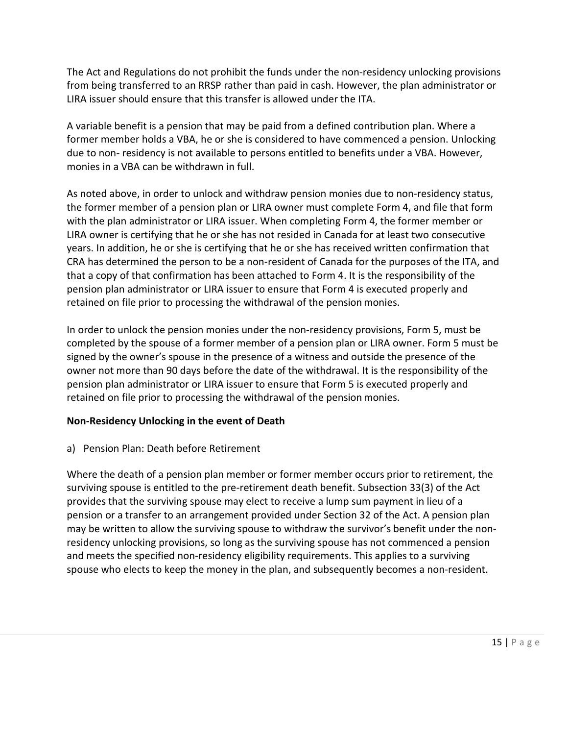The Act and Regulations do not prohibit the funds under the non-residency unlocking provisions from being transferred to an RRSP rather than paid in cash. However, the plan administrator or LIRA issuer should ensure that this transfer is allowed under the ITA.

A variable benefit is a pension that may be paid from a defined contribution plan. Where a former member holds a VBA, he or she is considered to have commenced a pension. Unlocking due to non- residency is not available to persons entitled to benefits under a VBA. However, monies in a VBA can be withdrawn in full.

As noted above, in order to unlock and withdraw pension monies due to non-residency status, the former member of a pension plan or LIRA owner must complete Form 4, and file that form with the plan administrator or LIRA issuer. When completing Form 4, the former member or LIRA owner is certifying that he or she has not resided in Canada for at least two consecutive years. In addition, he or she is certifying that he or she has received written confirmation that CRA has determined the person to be a non-resident of Canada for the purposes of the ITA, and that a copy of that confirmation has been attached to Form 4. It is the responsibility of the pension plan administrator or LIRA issuer to ensure that Form 4 is executed properly and retained on file prior to processing the withdrawal of the pension monies.

In order to unlock the pension monies under the non-residency provisions, Form 5, must be completed by the spouse of a former member of a pension plan or LIRA owner. Form 5 must be signed by the owner's spouse in the presence of a witness and outside the presence of the owner not more than 90 days before the date of the withdrawal. It is the responsibility of the pension plan administrator or LIRA issuer to ensure that Form 5 is executed properly and retained on file prior to processing the withdrawal of the pension monies.

**Non-Residency Unlocking in the event of Death**

a) Pension Plan: Death before Retirement

Where the death of a pension plan member or former member occurs prior to retirement, the surviving spouse is entitled to the pre-retirement death benefit. Subsection 33(3) of the Act provides that the surviving spouse may elect to receive a lump sum payment in lieu of a pension or a transfer to an arrangement provided under Section 32 of the Act. A pension plan may be written to allow the surviving spouse to withdraw the survivor's benefit under the non-residency unlocking provisions, so long as the surviving spouse has not commenced a pension and meets the specified non-residency eligibility requirements. This applies to a surviving spouse who elects to keep the money in the plan, and subsequently becomes a non-resident.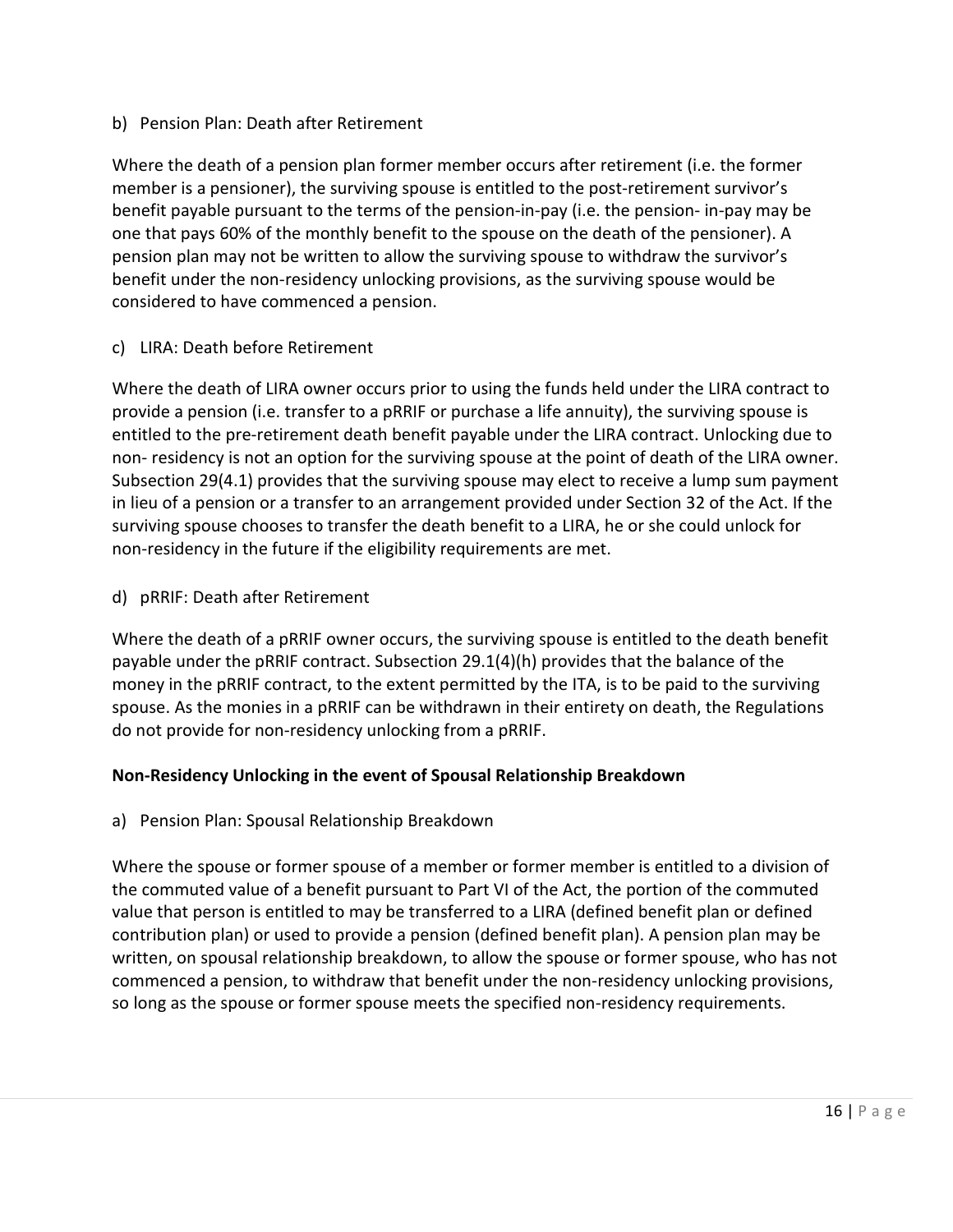b) Pension Plan: Death after Retirement

Where the death of a pension plan former member occurs after retirement (i.e. the former member is a pensioner), the surviving spouse is entitled to the post-retirement survivor's benefit payable pursuant to the terms of the pension-in-pay (i.e. the pension- in-pay may be one that pays 60% of the monthly benefit to the spouse on the death of the pensioner). A pension plan may not be written to allow the surviving spouse to withdraw the survivor's benefit under the non-residency unlocking provisions, as the surviving spouse would be considered to have commenced a pension.

c) LIRA: Death before Retirement

Where the death of LIRA owner occurs prior to using the funds held under the LIRA contract to provide a pension (i.e. transfer to a pRRIF or purchase a life annuity), the surviving spouse is entitled to the pre-retirement death benefit payable under the LIRA contract. Unlocking due to non- residency is not an option for the surviving spouse at the point of death of the LIRA owner. Subsection 29(4.1) provides that the surviving spouse may elect to receive a lump sum payment in lieu of a pension or a transfer to an arrangement provided under Section 32 of the Act. If the surviving spouse chooses to transfer the death benefit to a LIRA, he or she could unlock for non-residency in the future if the eligibility requirements are met.

d) pRRIF: Death after Retirement

Where the death of a pRRIF owner occurs, the surviving spouse is entitled to the death benefit payable under the pRRIF contract. Subsection 29.1(4)(h) provides that the balance of the money in the pRRIF contract, to the extent permitted by the ITA, is to be paid to the surviving spouse. As the monies in a pRRIF can be withdrawn in their entirety on death, the Regulations do not provide for non-residency unlocking from a pRRIF.

**Non-Residency Unlocking in the event of Spousal Relationship Breakdown**

a) Pension Plan: Spousal Relationship Breakdown

Where the spouse or former spouse of a member or former member is entitled to a division of the commuted value of a benefit pursuant to Part VI of the Act, the portion of the commuted value that person is entitled to may be transferred to a LIRA (defined benefit plan or defined contribution plan) or used to provide a pension (defined benefit plan). A pension plan may be written, on spousal relationship breakdown, to allow the spouse or former spouse, who has not commenced a pension, to withdraw that benefit under the non-residency unlocking provisions, so long as the spouse or former spouse meets the specified non-residency requirements.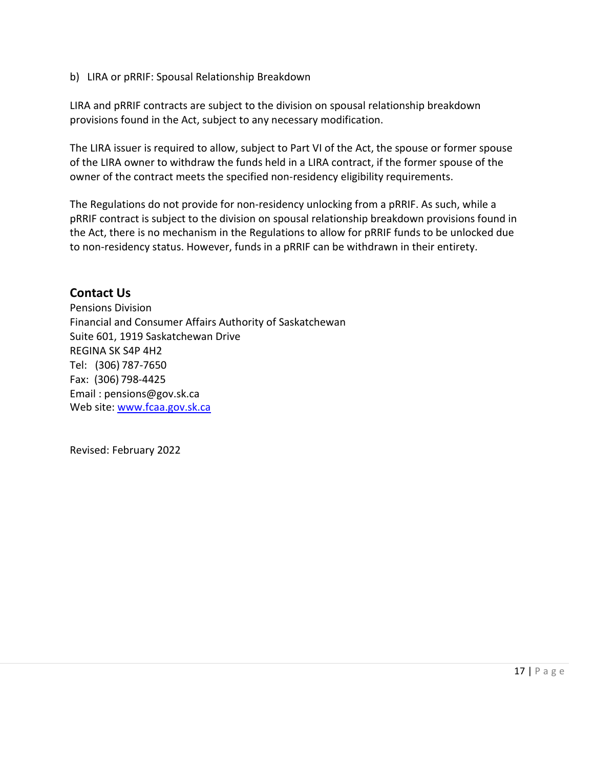b) LIRA or pRRIF: Spousal Relationship Breakdown

LIRA and pRRIF contracts are subject to the division on spousal relationship breakdown provisions found in the Act, subject to any necessary modification.

The LIRA issuer is required to allow, subject to Part VI of the Act, the spouse or former spouse of the LIRA owner to withdraw the funds held in a LIRA contract, if the former spouse of the owner of the contract meets the specified non-residency eligibility requirements.

The Regulations do not provide for non-residency unlocking from a pRRIF. As such, while a pRRIF contract is subject to the division on spousal relationship breakdown provisions found in the Act, there is no mechanism in the Regulations to allow for pRRIF funds to be unlocked due to non-residency status. However, funds in a pRRIF can be withdrawn in their entirety.

## Contact Us

Pensions Division
Financial and Consumer Affairs Authority of Saskatchewan
Suite 601, 1919 Saskatchewan Drive
REGINA SK S4P 4H2
Tel: (306) 787-7650
Fax: (306) 798-4425
Email : pensions@gov.sk.ca
Web site: [www.fcaa.gov.sk.ca](http://www.fcaa.gov.sk.ca)

Revised: February 2022